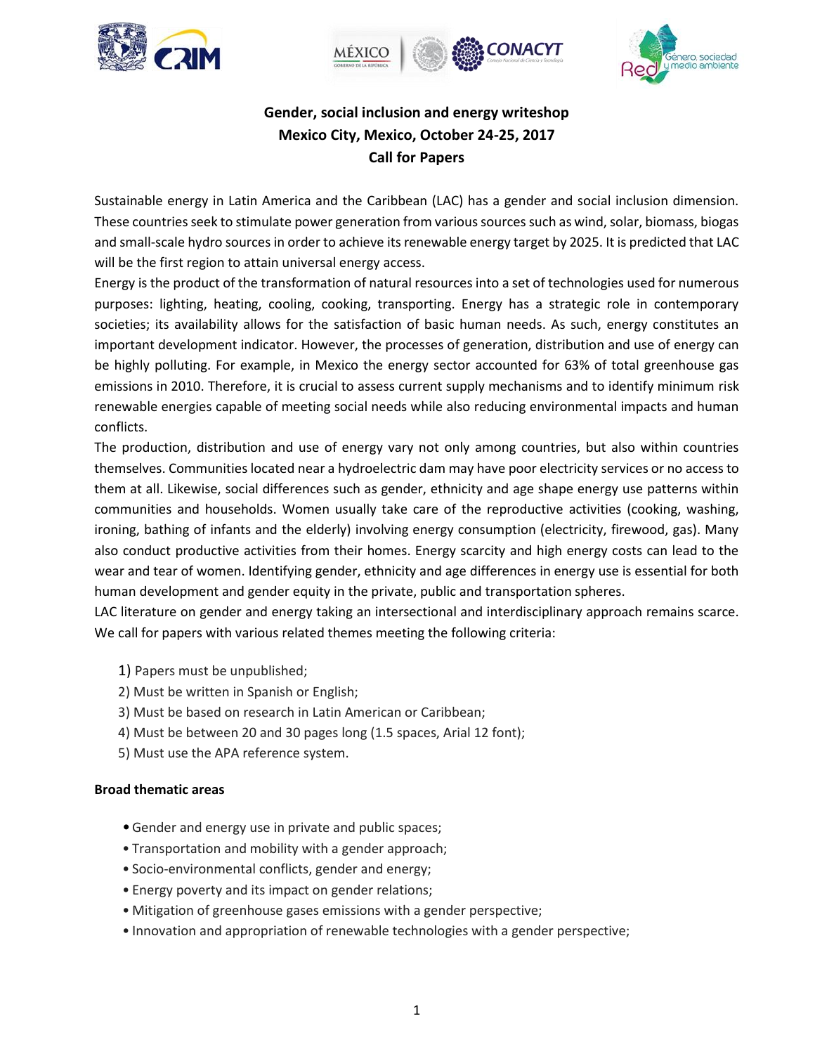# Gender, social inclusion and energy writeshop
## Mexico City, Mexico, October 24-25, 2017
## Call for Papers

Sustainable energy in Latin America and the Caribbean (LAC) has a gender and social inclusion dimension. These countries seek to stimulate power generation from various sources such as wind, solar, biomass, biogas and small-scale hydro sources in order to achieve its renewable energy target by 2025. It is predicted that LAC will be the first region to attain universal energy access.

Energy is the product of the transformation of natural resources into a set of technologies used for numerous purposes: lighting, heating, cooling, cooking, transporting. Energy has a strategic role in contemporary societies; its availability allows for the satisfaction of basic human needs. As such, energy constitutes an important development indicator. However, the processes of generation, distribution and use of energy can be highly polluting. For example, in Mexico the energy sector accounted for 63% of total greenhouse gas emissions in 2010. Therefore, it is crucial to assess current supply mechanisms and to identify minimum risk renewable energies capable of meeting social needs while also reducing environmental impacts and human conflicts.

The production, distribution and use of energy vary not only among countries, but also within countries themselves. Communities located near a hydroelectric dam may have poor electricity services or no access to them at all. Likewise, social differences such as gender, ethnicity and age shape energy use patterns within communities and households. Women usually take care of the reproductive activities (cooking, washing, ironing, bathing of infants and the elderly) involving energy consumption (electricity, firewood, gas). Many also conduct productive activities from their homes. Energy scarcity and high energy costs can lead to the wear and tear of women. Identifying gender, ethnicity and age differences in energy use is essential for both human development and gender equity in the private, public and transportation spheres.

LAC literature on gender and energy taking an intersectional and interdisciplinary approach remains scarce. We call for papers with various related themes meeting the following criteria:

1) Papers must be unpublished;
2) Must be written in Spanish or English;
3) Must be based on research in Latin American or Caribbean;
4) Must be between 20 and 30 pages long (1.5 spaces, Arial 12 font);
5) Must use the APA reference system.

**Broad thematic areas**

- Gender and energy use in private and public spaces;
- Transportation and mobility with a gender approach;
- Socio-environmental conflicts, gender and energy;
- Energy poverty and its impact on gender relations;
- Mitigation of greenhouse gases emissions with a gender perspective;
- Innovation and appropriation of renewable technologies with a gender perspective;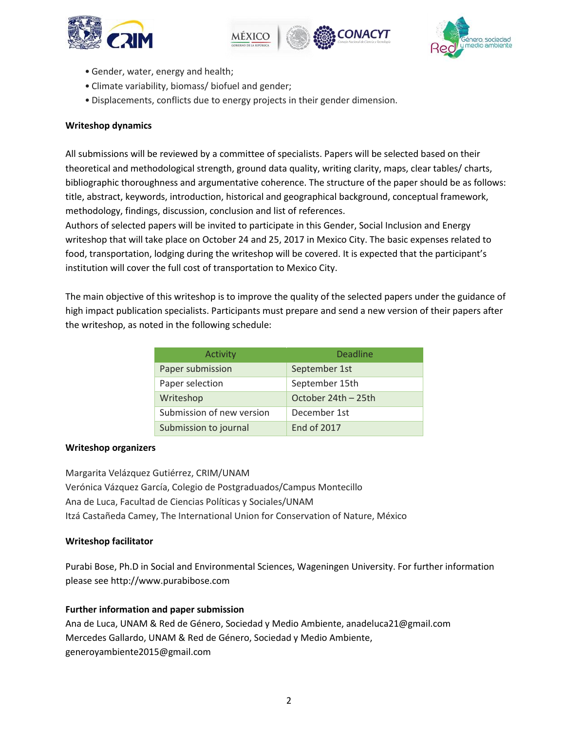- Gender, water, energy and health;
- Climate variability, biomass/ biofuel and gender;
- Displacements, conflicts due to energy projects in their gender dimension.

**Writeshop dynamics**

All submissions will be reviewed by a committee of specialists. Papers will be selected based on their theoretical and methodological strength, ground data quality, writing clarity, maps, clear tables/ charts, bibliographic thoroughness and argumentative coherence. The structure of the paper should be as follows: title, abstract, keywords, introduction, historical and geographical background, conceptual framework, methodology, findings, discussion, conclusion and list of references.

Authors of selected papers will be invited to participate in this Gender, Social Inclusion and Energy writeshop that will take place on October 24 and 25, 2017 in Mexico City. The basic expenses related to food, transportation, lodging during the writeshop will be covered. It is expected that the participant's institution will cover the full cost of transportation to Mexico City.

The main objective of this writeshop is to improve the quality of the selected papers under the guidance of high impact publication specialists. Participants must prepare and send a new version of their papers after the writeshop, as noted in the following schedule:

| Activity | Deadline |
|---|---|
| Paper submission | September 1st |
| Paper selection | September 15th |
| Writeshop | October 24th – 25th |
| Submission of new version | December 1st |
| Submission to journal | End of 2017 |

**Writeshop organizers**

Margarita Velázquez Gutiérrez, CRIM/UNAM
Verónica Vázquez García, Colegio de Postgraduados/Campus Montecillo
Ana de Luca, Facultad de Ciencias Políticas y Sociales/UNAM
Itzá Castañeda Camey, The International Union for Conservation of Nature, México

**Writeshop facilitator**

Purabi Bose, Ph.D in Social and Environmental Sciences, Wageningen University. For further information please see http://www.purabibose.com

**Further information and paper submission**

Ana de Luca, UNAM & Red de Género, Sociedad y Medio Ambiente, anadeluca21@gmail.com
Mercedes Gallardo, UNAM & Red de Género, Sociedad y Medio Ambiente, generoyambiente2015@gmail.com